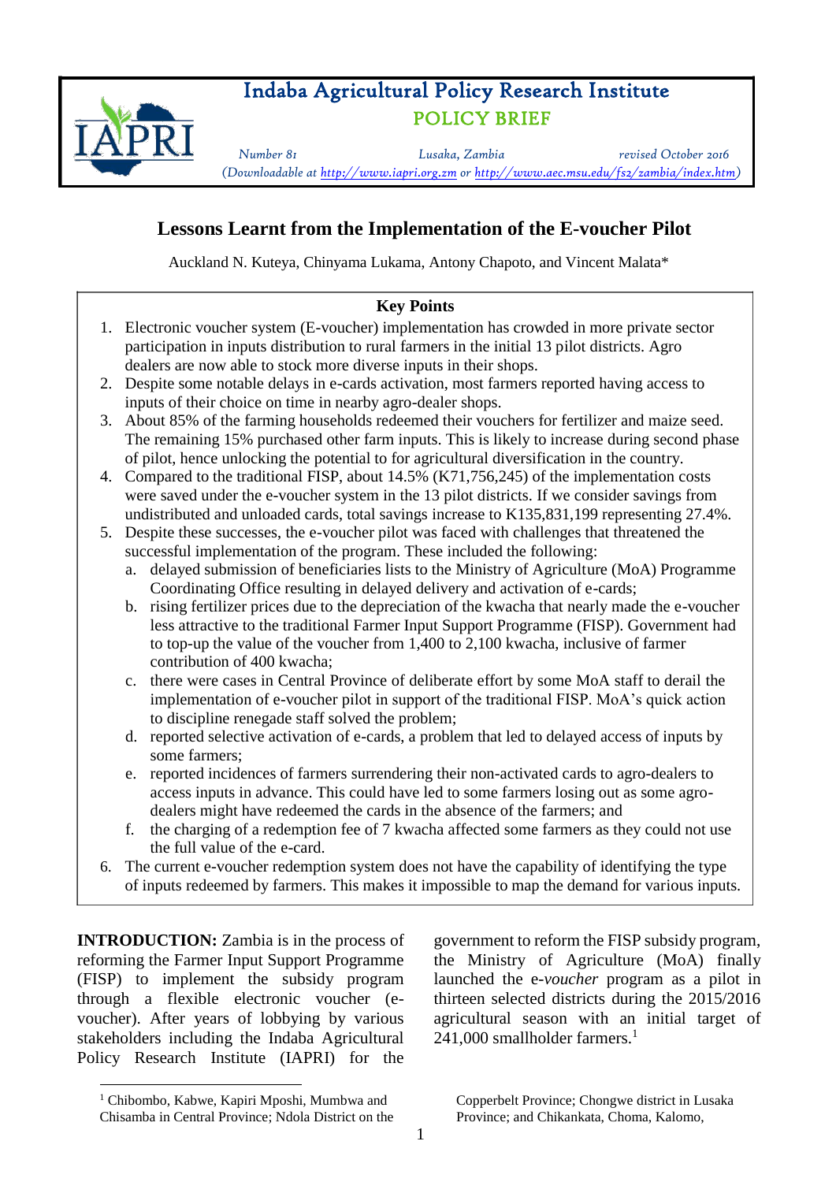# Indaba Agricultural Policy Research Institute

## POLICY BRIEF

*Number 81* *Lusaka, Zambia* *revised October 2016*

*(Downloadable at http://www.iapri.org.zm or http://www.aec.msu.edu/fs2/zambia/index.htm)*

# Lessons Learnt from the Implementation of the E-voucher Pilot

Auckland N. Kuteya, Chinyama Lukama, Antony Chapoto, and Vincent Malata*

**Key Points**

1. Electronic voucher system (E-voucher) implementation has crowded in more private sector participation in inputs distribution to rural farmers in the initial 13 pilot districts. Agro dealers are now able to stock more diverse inputs in their shops.
2. Despite some notable delays in e-cards activation, most farmers reported having access to inputs of their choice on time in nearby agro-dealer shops.
3. About 85% of the farming households redeemed their vouchers for fertilizer and maize seed. The remaining 15% purchased other farm inputs. This is likely to increase during second phase of pilot, hence unlocking the potential to for agricultural diversification in the country.
4. Compared to the traditional FISP, about 14.5% (K71,756,245) of the implementation costs were saved under the e-voucher system in the 13 pilot districts. If we consider savings from undistributed and unloaded cards, total savings increase to K135,831,199 representing 27.4%.
5. Despite these successes, the e-voucher pilot was faced with challenges that threatened the successful implementation of the program. These included the following:
   a. delayed submission of beneficiaries lists to the Ministry of Agriculture (MoA) Programme Coordinating Office resulting in delayed delivery and activation of e-cards;
   b. rising fertilizer prices due to the depreciation of the kwacha that nearly made the e-voucher less attractive to the traditional Farmer Input Support Programme (FISP). Government had to top-up the value of the voucher from 1,400 to 2,100 kwacha, inclusive of farmer contribution of 400 kwacha;
   c. there were cases in Central Province of deliberate effort by some MoA staff to derail the implementation of e-voucher pilot in support of the traditional FISP. MoA's quick action to discipline renegade staff solved the problem;
   d. reported selective activation of e-cards, a problem that led to delayed access of inputs by some farmers;
   e. reported incidences of farmers surrendering their non-activated cards to agro-dealers to access inputs in advance. This could have led to some farmers losing out as some agro-dealers might have redeemed the cards in the absence of the farmers; and
   f. the charging of a redemption fee of 7 kwacha affected some farmers as they could not use the full value of the e-card.
6. The current e-voucher redemption system does not have the capability of identifying the type of inputs redeemed by farmers. This makes it impossible to map the demand for various inputs.

**INTRODUCTION:** Zambia is in the process of reforming the Farmer Input Support Programme (FISP) to implement the subsidy program through a flexible electronic voucher (e-voucher). After years of lobbying by various stakeholders including the Indaba Agricultural Policy Research Institute (IAPRI) for the government to reform the FISP subsidy program, the Ministry of Agriculture (MoA) finally launched the e-*voucher* program as a pilot in thirteen selected districts during the 2015/2016 agricultural season with an initial target of 241,000 smallholder farmers.[1]

[1] Chibombo, Kabwe, Kapiri Mposhi, Mumbwa and Chisamba in Central Province; Ndola District on the Copperbelt Province; Chongwe district in Lusaka Province; and Chikankata, Choma, Kalomo,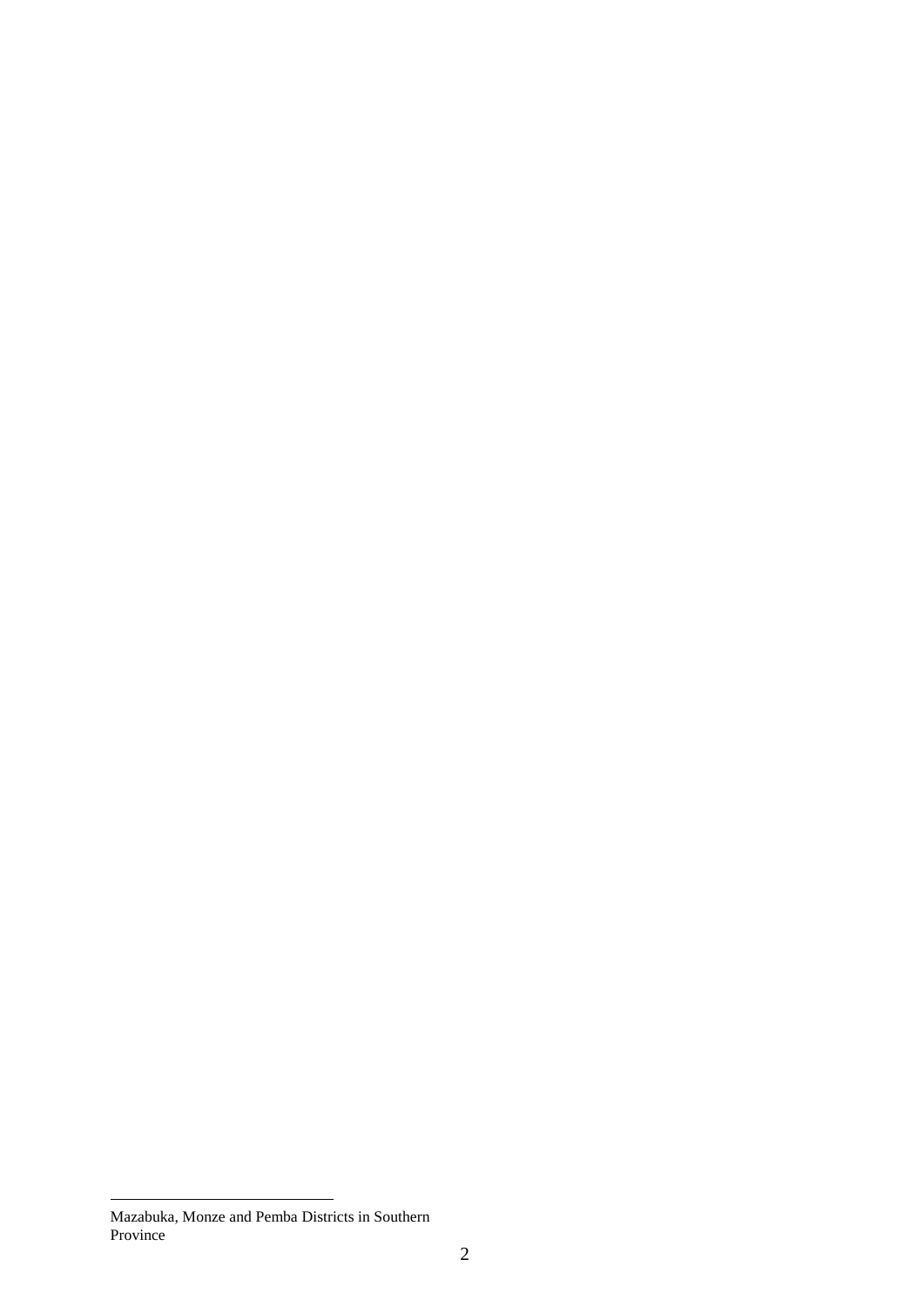Mazabuka, Monze and Pemba Districts in Southern Province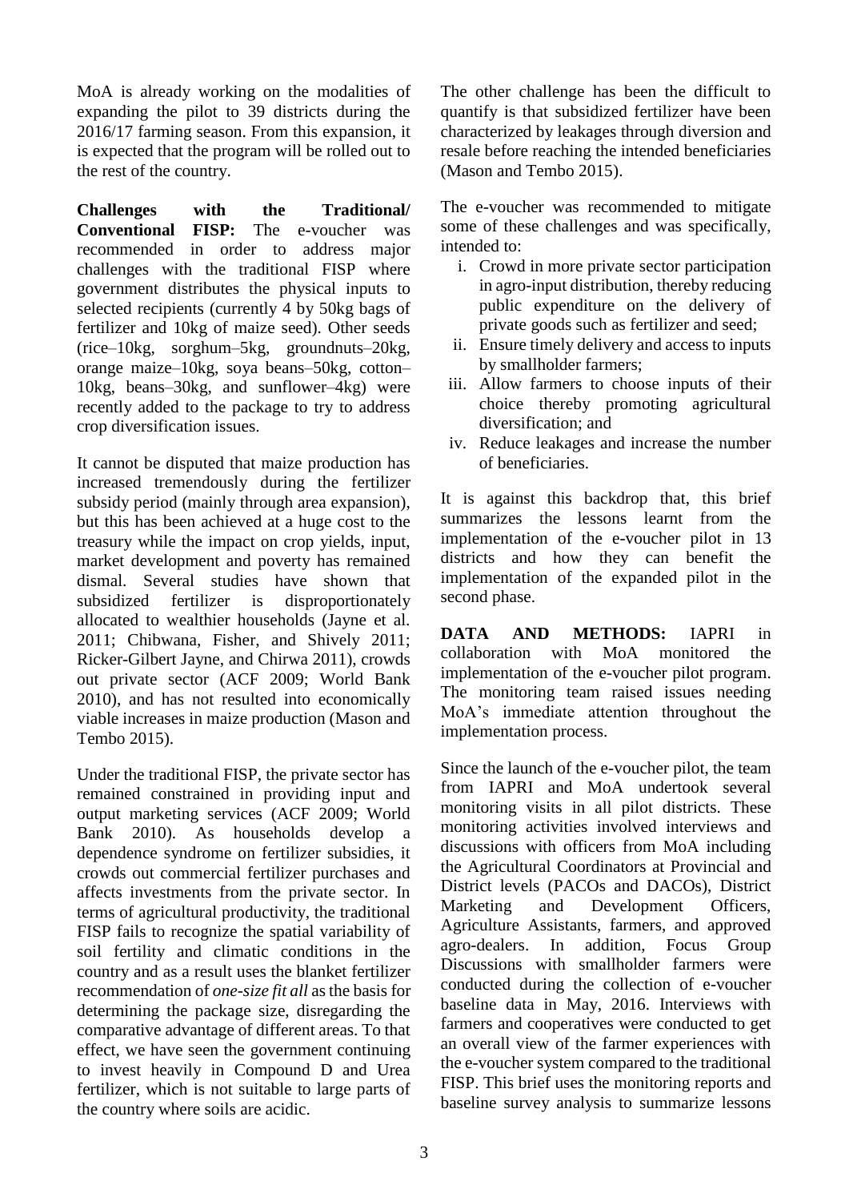MoA is already working on the modalities of expanding the pilot to 39 districts during the 2016/17 farming season. From this expansion, it is expected that the program will be rolled out to the rest of the country.

**Challenges with the Traditional/ Conventional FISP:** The e-voucher was recommended in order to address major challenges with the traditional FISP where government distributes the physical inputs to selected recipients (currently 4 by 50kg bags of fertilizer and 10kg of maize seed). Other seeds (rice–10kg, sorghum–5kg, groundnuts–20kg, orange maize–10kg, soya beans–50kg, cotton–10kg, beans–30kg, and sunflower–4kg) were recently added to the package to try to address crop diversification issues.

It cannot be disputed that maize production has increased tremendously during the fertilizer subsidy period (mainly through area expansion), but this has been achieved at a huge cost to the treasury while the impact on crop yields, input, market development and poverty has remained dismal. Several studies have shown that subsidized fertilizer is disproportionately allocated to wealthier households (Jayne et al. 2011; Chibwana, Fisher, and Shively 2011; Ricker-Gilbert Jayne, and Chirwa 2011), crowds out private sector (ACF 2009; World Bank 2010), and has not resulted into economically viable increases in maize production (Mason and Tembo 2015).

Under the traditional FISP, the private sector has remained constrained in providing input and output marketing services (ACF 2009; World Bank 2010). As households develop a dependence syndrome on fertilizer subsidies, it crowds out commercial fertilizer purchases and affects investments from the private sector. In terms of agricultural productivity, the traditional FISP fails to recognize the spatial variability of soil fertility and climatic conditions in the country and as a result uses the blanket fertilizer recommendation of *one-size fit all* as the basis for determining the package size, disregarding the comparative advantage of different areas. To that effect, we have seen the government continuing to invest heavily in Compound D and Urea fertilizer, which is not suitable to large parts of the country where soils are acidic.

The other challenge has been the difficult to quantify is that subsidized fertilizer have been characterized by leakages through diversion and resale before reaching the intended beneficiaries (Mason and Tembo 2015).

The e-voucher was recommended to mitigate some of these challenges and was specifically, intended to:

i. Crowd in more private sector participation in agro-input distribution, thereby reducing public expenditure on the delivery of private goods such as fertilizer and seed;
ii. Ensure timely delivery and access to inputs by smallholder farmers;
iii. Allow farmers to choose inputs of their choice thereby promoting agricultural diversification; and
iv. Reduce leakages and increase the number of beneficiaries.

It is against this backdrop that, this brief summarizes the lessons learnt from the implementation of the e-voucher pilot in 13 districts and how they can benefit the implementation of the expanded pilot in the second phase.

**DATA AND METHODS:** IAPRI in collaboration with MoA monitored the implementation of the e-voucher pilot program. The monitoring team raised issues needing MoA's immediate attention throughout the implementation process.

Since the launch of the e-voucher pilot, the team from IAPRI and MoA undertook several monitoring visits in all pilot districts. These monitoring activities involved interviews and discussions with officers from MoA including the Agricultural Coordinators at Provincial and District levels (PACOs and DACOs), District Marketing and Development Officers, Agriculture Assistants, farmers, and approved agro-dealers. In addition, Focus Group Discussions with smallholder farmers were conducted during the collection of e-voucher baseline data in May, 2016. Interviews with farmers and cooperatives were conducted to get an overall view of the farmer experiences with the e-voucher system compared to the traditional FISP. This brief uses the monitoring reports and baseline survey analysis to summarize lessons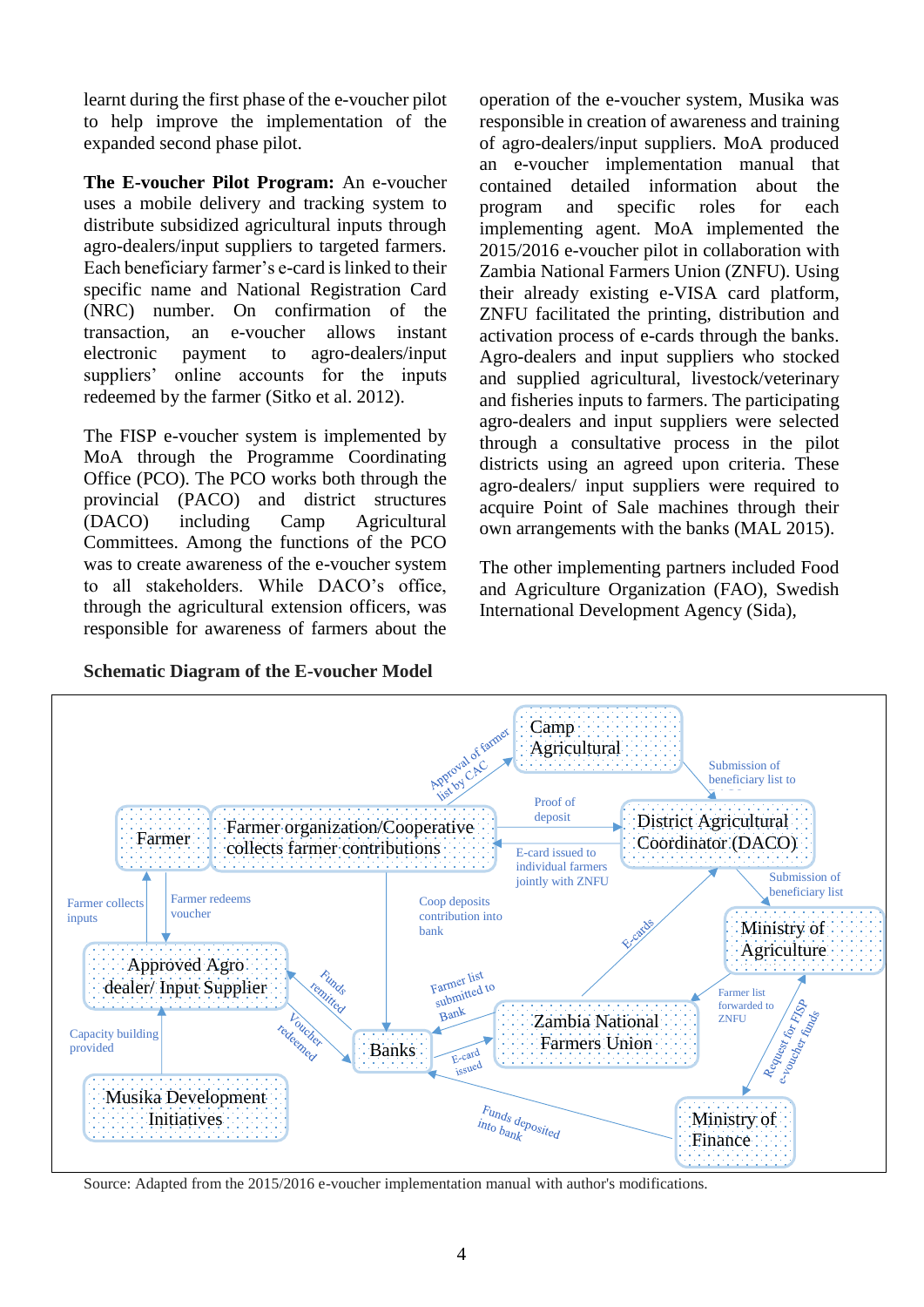learnt during the first phase of the e-voucher pilot to help improve the implementation of the expanded second phase pilot.

**The E-voucher Pilot Program:** An e-voucher uses a mobile delivery and tracking system to distribute subsidized agricultural inputs through agro-dealers/input suppliers to targeted farmers. Each beneficiary farmer's e-card is linked to their specific name and National Registration Card (NRC) number. On confirmation of the transaction, an e-voucher allows instant electronic payment to agro-dealers/input suppliers' online accounts for the inputs redeemed by the farmer (Sitko et al. 2012).

The FISP e-voucher system is implemented by MoA through the Programme Coordinating Office (PCO). The PCO works both through the provincial (PACO) and district structures (DACO) including Camp Agricultural Committees. Among the functions of the PCO was to create awareness of the e-voucher system to all stakeholders. While DACO's office, through the agricultural extension officers, was responsible for awareness of farmers about the operation of the e-voucher system, Musika was responsible in creation of awareness and training of agro-dealers/input suppliers. MoA produced an e-voucher implementation manual that contained detailed information about the program and specific roles for each implementing agent. MoA implemented the 2015/2016 e-voucher pilot in collaboration with Zambia National Farmers Union (ZNFU). Using their already existing e-VISA card platform, ZNFU facilitated the printing, distribution and activation process of e-cards through the banks. Agro-dealers and input suppliers who stocked and supplied agricultural, livestock/veterinary and fisheries inputs to farmers. The participating agro-dealers and input suppliers were selected through a consultative process in the pilot districts using an agreed upon criteria. These agro-dealers/ input suppliers were required to acquire Point of Sale machines through their own arrangements with the banks (MAL 2015).

The other implementing partners included Food and Agriculture Organization (FAO), Swedish International Development Agency (Sida),

**Schematic Diagram of the E-voucher Model**

Source: Adapted from the 2015/2016 e-voucher implementation manual with author's modifications.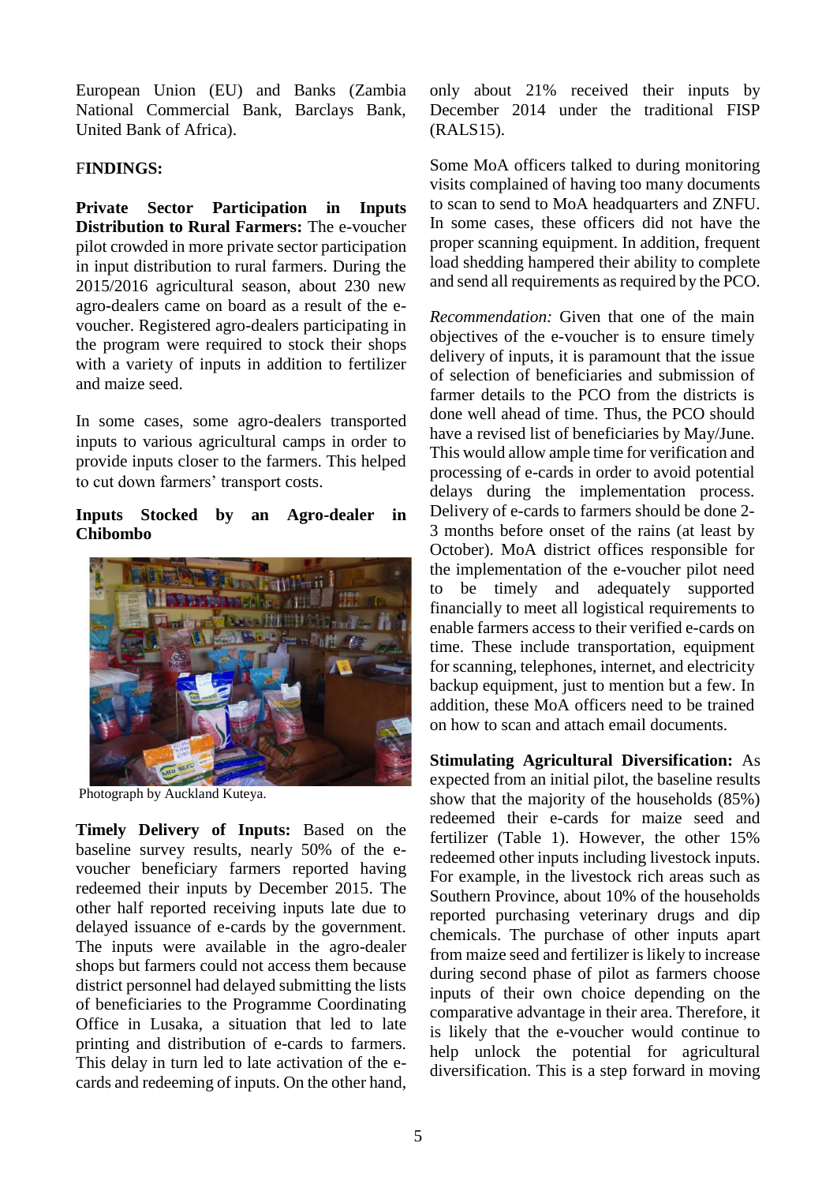European Union (EU) and Banks (Zambia National Commercial Bank, Barclays Bank, United Bank of Africa).

**FINDINGS:**

**Private Sector Participation in Inputs Distribution to Rural Farmers:** The e-voucher pilot crowded in more private sector participation in input distribution to rural farmers. During the 2015/2016 agricultural season, about 230 new agro-dealers came on board as a result of the e-voucher. Registered agro-dealers participating in the program were required to stock their shops with a variety of inputs in addition to fertilizer and maize seed.

In some cases, some agro-dealers transported inputs to various agricultural camps in order to provide inputs closer to the farmers. This helped to cut down farmers' transport costs.

**Inputs Stocked by an Agro-dealer in Chibombo**

Photograph by Auckland Kuteya.

**Timely Delivery of Inputs:** Based on the baseline survey results, nearly 50% of the e-voucher beneficiary farmers reported having redeemed their inputs by December 2015. The other half reported receiving inputs late due to delayed issuance of e-cards by the government. The inputs were available in the agro-dealer shops but farmers could not access them because district personnel had delayed submitting the lists of beneficiaries to the Programme Coordinating Office in Lusaka, a situation that led to late printing and distribution of e-cards to farmers. This delay in turn led to late activation of the e-cards and redeeming of inputs. On the other hand, only about 21% received their inputs by December 2014 under the traditional FISP (RALS15).

Some MoA officers talked to during monitoring visits complained of having too many documents to scan to send to MoA headquarters and ZNFU. In some cases, these officers did not have the proper scanning equipment. In addition, frequent load shedding hampered their ability to complete and send all requirements as required by the PCO.

*Recommendation:* Given that one of the main objectives of the e-voucher is to ensure timely delivery of inputs, it is paramount that the issue of selection of beneficiaries and submission of farmer details to the PCO from the districts is done well ahead of time. Thus, the PCO should have a revised list of beneficiaries by May/June. This would allow ample time for verification and processing of e-cards in order to avoid potential delays during the implementation process. Delivery of e-cards to farmers should be done 2-3 months before onset of the rains (at least by October). MoA district offices responsible for the implementation of the e-voucher pilot need to be timely and adequately supported financially to meet all logistical requirements to enable farmers access to their verified e-cards on time. These include transportation, equipment for scanning, telephones, internet, and electricity backup equipment, just to mention but a few. In addition, these MoA officers need to be trained on how to scan and attach email documents.

**Stimulating Agricultural Diversification:** As expected from an initial pilot, the baseline results show that the majority of the households (85%) redeemed their e-cards for maize seed and fertilizer (Table 1). However, the other 15% redeemed other inputs including livestock inputs. For example, in the livestock rich areas such as Southern Province, about 10% of the households reported purchasing veterinary drugs and dip chemicals. The purchase of other inputs apart from maize seed and fertilizer is likely to increase during second phase of pilot as farmers choose inputs of their own choice depending on the comparative advantage in their area. Therefore, it is likely that the e-voucher would continue to help unlock the potential for agricultural diversification. This is a step forward in moving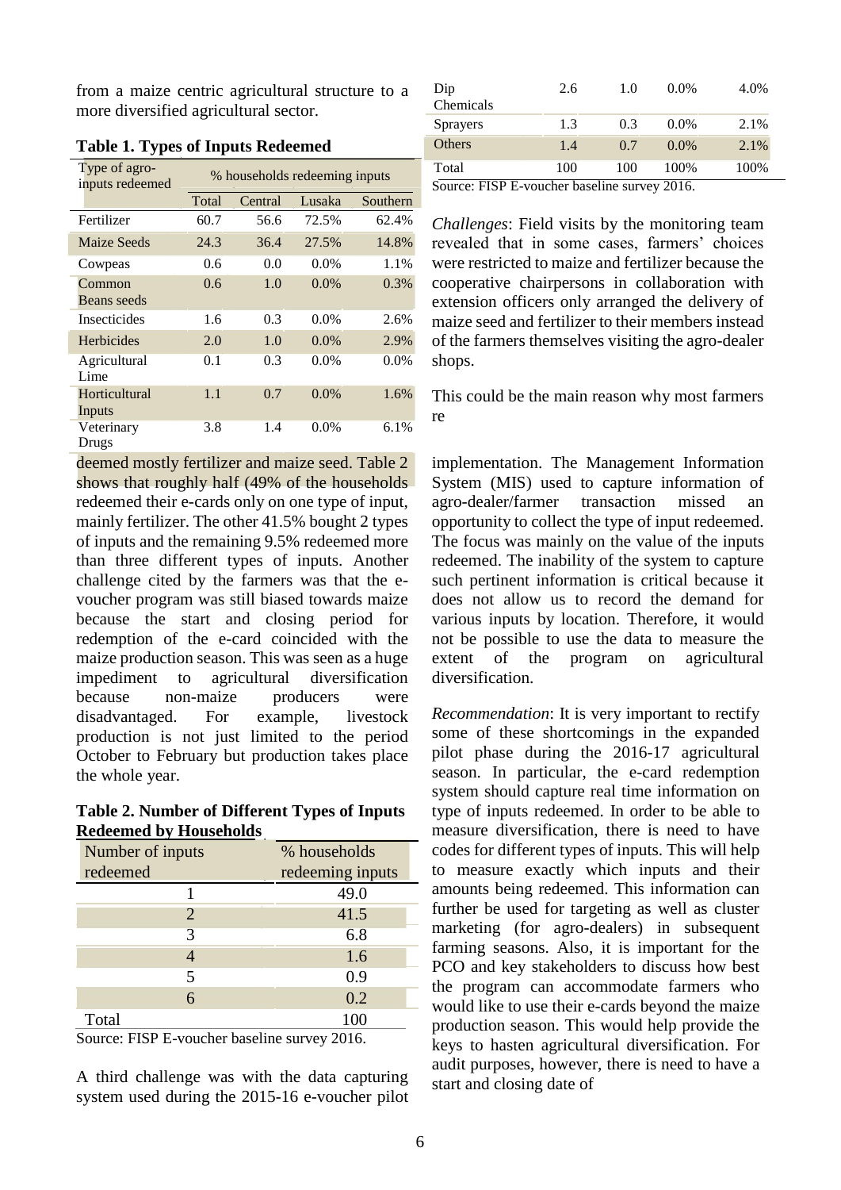from a maize centric agricultural structure to a more diversified agricultural sector.

**Table 1. Types of Inputs Redeemed**

| Type of agro-inputs redeemed | % households redeeming inputs | | | |
|---|---|---|---|---|
| | Total | Central | Lusaka | Southern |
| Fertilizer | 60.7 | 56.6 | 72.5% | 62.4% |
| Maize Seeds | 24.3 | 36.4 | 27.5% | 14.8% |
| Cowpeas | 0.6 | 0.0 | 0.0% | 1.1% |
| Common Beans seeds | 0.6 | 1.0 | 0.0% | 0.3% |
| Insecticides | 1.6 | 0.3 | 0.0% | 2.6% |
| Herbicides | 2.0 | 1.0 | 0.0% | 2.9% |
| Agricultural Lime | 0.1 | 0.3 | 0.0% | 0.0% |
| Horticultural Inputs | 1.1 | 0.7 | 0.0% | 1.6% |
| Veterinary Drugs | 3.8 | 1.4 | 0.0% | 6.1% |
| Dip Chemicals | 2.6 | 1.0 | 0.0% | 4.0% |
| Sprayers | 1.3 | 0.3 | 0.0% | 2.1% |
| Others | 1.4 | 0.7 | 0.0% | 2.1% |
| Total | 100 | 100 | 100% | 100% |

Source: FISP E-voucher baseline survey 2016.

*Challenges*: Field visits by the monitoring team revealed that in some cases, farmers' choices were restricted to maize and fertilizer because the cooperative chairpersons in collaboration with extension officers only arranged the delivery of maize seed and fertilizer to their members instead of the farmers themselves visiting the agro-dealer shops.

This could be the main reason why most farmers redeemed mostly fertilizer and maize seed. Table 2 shows that roughly half (49% of the households redeemed their e-cards only on one type of input, mainly fertilizer. The other 41.5% bought 2 types of inputs and the remaining 9.5% redeemed more than three different types of inputs. Another challenge cited by the farmers was that the e-voucher program was still biased towards maize because the start and closing period for redemption of the e-card coincided with the maize production season. This was seen as a huge impediment to agricultural diversification because non-maize producers were disadvantaged. For example, livestock production is not just limited to the period October to February but production takes place the whole year.

**Table 2. Number of Different Types of Inputs Redeemed by Households**

| Number of inputs redeemed | % households redeeming inputs |
|---|---|
| 1 | 49.0 |
| 2 | 41.5 |
| 3 | 6.8 |
| 4 | 1.6 |
| 5 | 0.9 |
| 6 | 0.2 |
| Total | 100 |

Source: FISP E-voucher baseline survey 2016.

A third challenge was with the data capturing system used during the 2015-16 e-voucher pilot implementation. The Management Information System (MIS) used to capture information of agro-dealer/farmer transaction missed an opportunity to collect the type of input redeemed. The focus was mainly on the value of the inputs redeemed. The inability of the system to capture such pertinent information is critical because it does not allow us to record the demand for various inputs by location. Therefore, it would not be possible to use the data to measure the extent of the program on agricultural diversification.

*Recommendation*: It is very important to rectify some of these shortcomings in the expanded pilot phase during the 2016-17 agricultural season. In particular, the e-card redemption system should capture real time information on type of inputs redeemed. In order to be able to measure diversification, there is need to have codes for different types of inputs. This will help to measure exactly which inputs and their amounts being redeemed. This information can further be used for targeting as well as cluster marketing (for agro-dealers) in subsequent farming seasons. Also, it is important for the PCO and key stakeholders to discuss how best the program can accommodate farmers who would like to use their e-cards beyond the maize production season. This would help provide the keys to hasten agricultural diversification. For audit purposes, however, there is need to have a start and closing date of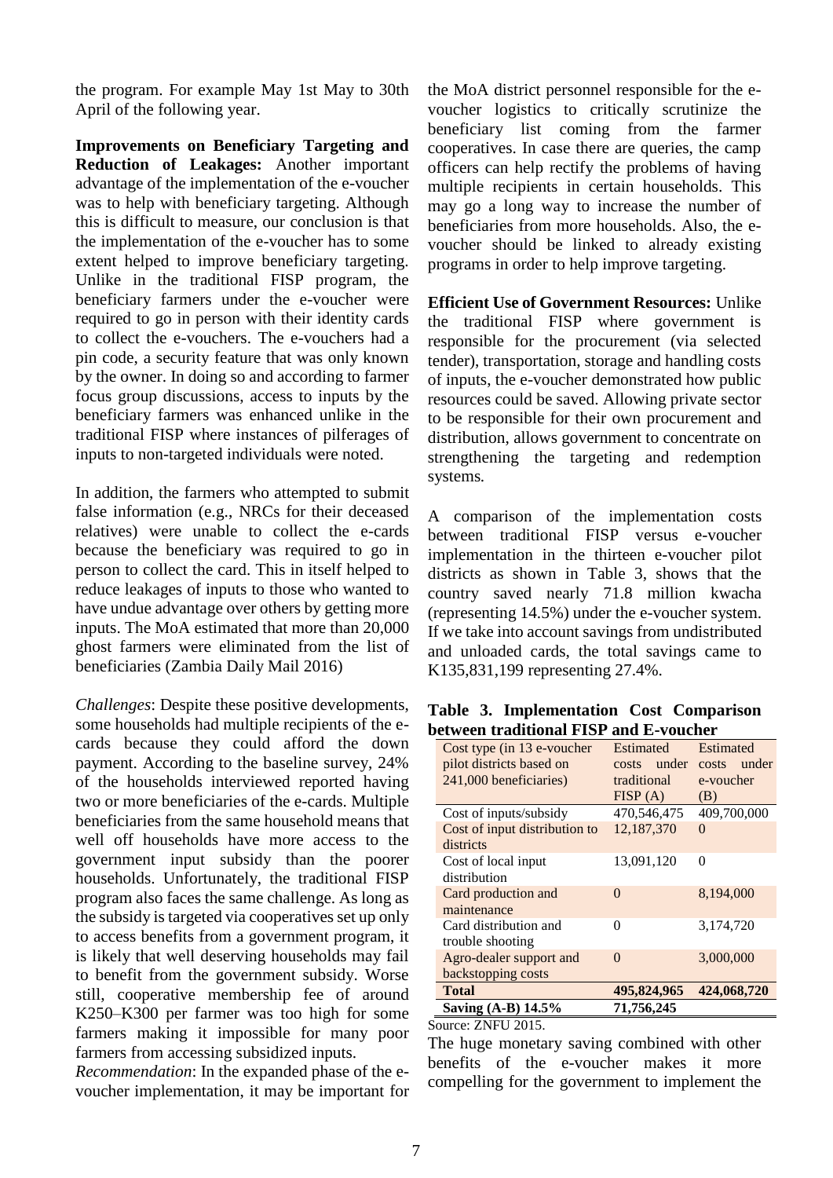the program. For example May 1st May to 30th April of the following year.

**Improvements on Beneficiary Targeting and Reduction of Leakages:** Another important advantage of the implementation of the e-voucher was to help with beneficiary targeting. Although this is difficult to measure, our conclusion is that the implementation of the e-voucher has to some extent helped to improve beneficiary targeting. Unlike in the traditional FISP program, the beneficiary farmers under the e-voucher were required to go in person with their identity cards to collect the e-vouchers. The e-vouchers had a pin code, a security feature that was only known by the owner. In doing so and according to farmer focus group discussions, access to inputs by the beneficiary farmers was enhanced unlike in the traditional FISP where instances of pilferages of inputs to non-targeted individuals were noted.

In addition, the farmers who attempted to submit false information (e.g., NRCs for their deceased relatives) were unable to collect the e-cards because the beneficiary was required to go in person to collect the card. This in itself helped to reduce leakages of inputs to those who wanted to have undue advantage over others by getting more inputs. The MoA estimated that more than 20,000 ghost farmers were eliminated from the list of beneficiaries (Zambia Daily Mail 2016)

*Challenges*: Despite these positive developments, some households had multiple recipients of the e-cards because they could afford the down payment. According to the baseline survey, 24% of the households interviewed reported having two or more beneficiaries of the e-cards. Multiple beneficiaries from the same household means that well off households have more access to the government input subsidy than the poorer households. Unfortunately, the traditional FISP program also faces the same challenge. As long as the subsidy is targeted via cooperatives set up only to access benefits from a government program, it is likely that well deserving households may fail to benefit from the government subsidy. Worse still, cooperative membership fee of around K250–K300 per farmer was too high for some farmers making it impossible for many poor farmers from accessing subsidized inputs.

*Recommendation*: In the expanded phase of the e-voucher implementation, it may be important for the MoA district personnel responsible for the e-voucher logistics to critically scrutinize the beneficiary list coming from the farmer cooperatives. In case there are queries, the camp officers can help rectify the problems of having multiple recipients in certain households. This may go a long way to increase the number of beneficiaries from more households. Also, the e-voucher should be linked to already existing programs in order to help improve targeting.

**Efficient Use of Government Resources:** Unlike the traditional FISP where government is responsible for the procurement (via selected tender), transportation, storage and handling costs of inputs, the e-voucher demonstrated how public resources could be saved. Allowing private sector to be responsible for their own procurement and distribution, allows government to concentrate on strengthening the targeting and redemption systems.

A comparison of the implementation costs between traditional FISP versus e-voucher implementation in the thirteen e-voucher pilot districts as shown in Table 3, shows that the country saved nearly 71.8 million kwacha (representing 14.5%) under the e-voucher system. If we take into account savings from undistributed and unloaded cards, the total savings came to K135,831,199 representing 27.4%.

**Table 3. Implementation Cost Comparison between traditional FISP and E-voucher**

| Cost type (in 13 e-voucher pilot districts based on 241,000 beneficiaries) | Estimated costs under traditional FISP (A) | Estimated costs under e-voucher (B) |
|---|---|---|
| Cost of inputs/subsidy | 470,546,475 | 409,700,000 |
| Cost of input distribution to districts | 12,187,370 | 0 |
| Cost of local input distribution | 13,091,120 | 0 |
| Card production and maintenance | 0 | 8,194,000 |
| Card distribution and trouble shooting | 0 | 3,174,720 |
| Agro-dealer support and backstopping costs | 0 | 3,000,000 |
| **Total** | **495,824,965** | **424,068,720** |
| **Saving (A-B) 14.5%** | **71,756,245** | |

Source: ZNFU 2015.

The huge monetary saving combined with other benefits of the e-voucher makes it more compelling for the government to implement the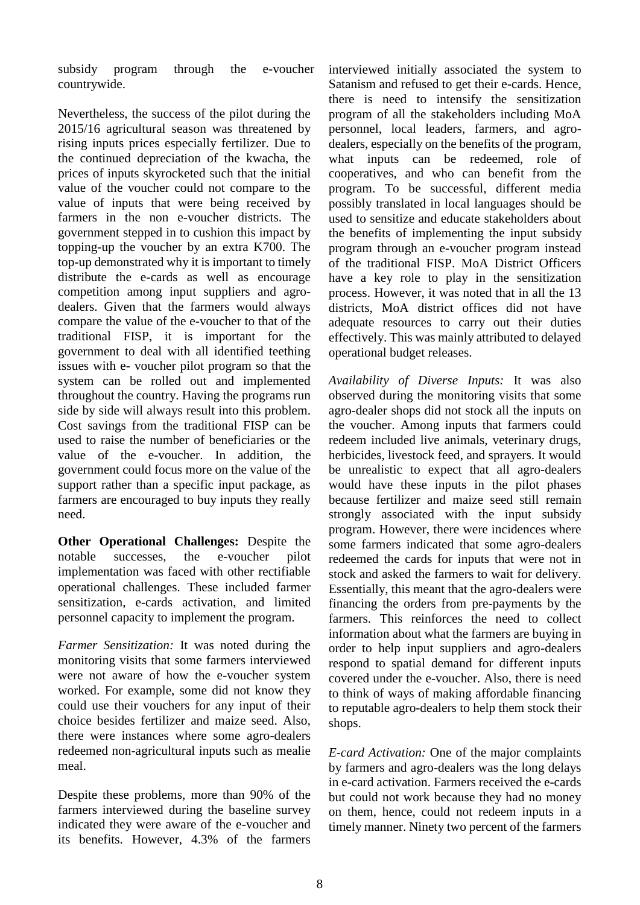subsidy program through the e-voucher countrywide.

Nevertheless, the success of the pilot during the 2015/16 agricultural season was threatened by rising inputs prices especially fertilizer. Due to the continued depreciation of the kwacha, the prices of inputs skyrocketed such that the initial value of the voucher could not compare to the value of inputs that were being received by farmers in the non e-voucher districts. The government stepped in to cushion this impact by topping-up the voucher by an extra K700. The top-up demonstrated why it is important to timely distribute the e-cards as well as encourage competition among input suppliers and agro-dealers. Given that the farmers would always compare the value of the e-voucher to that of the traditional FISP, it is important for the government to deal with all identified teething issues with e- voucher pilot program so that the system can be rolled out and implemented throughout the country. Having the programs run side by side will always result into this problem. Cost savings from the traditional FISP can be used to raise the number of beneficiaries or the value of the e-voucher. In addition, the government could focus more on the value of the support rather than a specific input package, as farmers are encouraged to buy inputs they really need.

**Other Operational Challenges:** Despite the notable successes, the e-voucher pilot implementation was faced with other rectifiable operational challenges. These included farmer sensitization, e-cards activation, and limited personnel capacity to implement the program.

*Farmer Sensitization:* It was noted during the monitoring visits that some farmers interviewed were not aware of how the e-voucher system worked. For example, some did not know they could use their vouchers for any input of their choice besides fertilizer and maize seed. Also, there were instances where some agro-dealers redeemed non-agricultural inputs such as mealie meal.

Despite these problems, more than 90% of the farmers interviewed during the baseline survey indicated they were aware of the e-voucher and its benefits. However, 4.3% of the farmers interviewed initially associated the system to Satanism and refused to get their e-cards. Hence, there is need to intensify the sensitization program of all the stakeholders including MoA personnel, local leaders, farmers, and agro-dealers, especially on the benefits of the program, what inputs can be redeemed, role of cooperatives, and who can benefit from the program. To be successful, different media possibly translated in local languages should be used to sensitize and educate stakeholders about the benefits of implementing the input subsidy program through an e-voucher program instead of the traditional FISP. MoA District Officers have a key role to play in the sensitization process. However, it was noted that in all the 13 districts, MoA district offices did not have adequate resources to carry out their duties effectively. This was mainly attributed to delayed operational budget releases.

*Availability of Diverse Inputs:* It was also observed during the monitoring visits that some agro-dealer shops did not stock all the inputs on the voucher. Among inputs that farmers could redeem included live animals, veterinary drugs, herbicides, livestock feed, and sprayers. It would be unrealistic to expect that all agro-dealers would have these inputs in the pilot phases because fertilizer and maize seed still remain strongly associated with the input subsidy program. However, there were incidences where some farmers indicated that some agro-dealers redeemed the cards for inputs that were not in stock and asked the farmers to wait for delivery. Essentially, this meant that the agro-dealers were financing the orders from pre-payments by the farmers. This reinforces the need to collect information about what the farmers are buying in order to help input suppliers and agro-dealers respond to spatial demand for different inputs covered under the e-voucher. Also, there is need to think of ways of making affordable financing to reputable agro-dealers to help them stock their shops.

*E-card Activation:* One of the major complaints by farmers and agro-dealers was the long delays in e-card activation. Farmers received the e-cards but could not work because they had no money on them, hence, could not redeem inputs in a timely manner. Ninety two percent of the farmers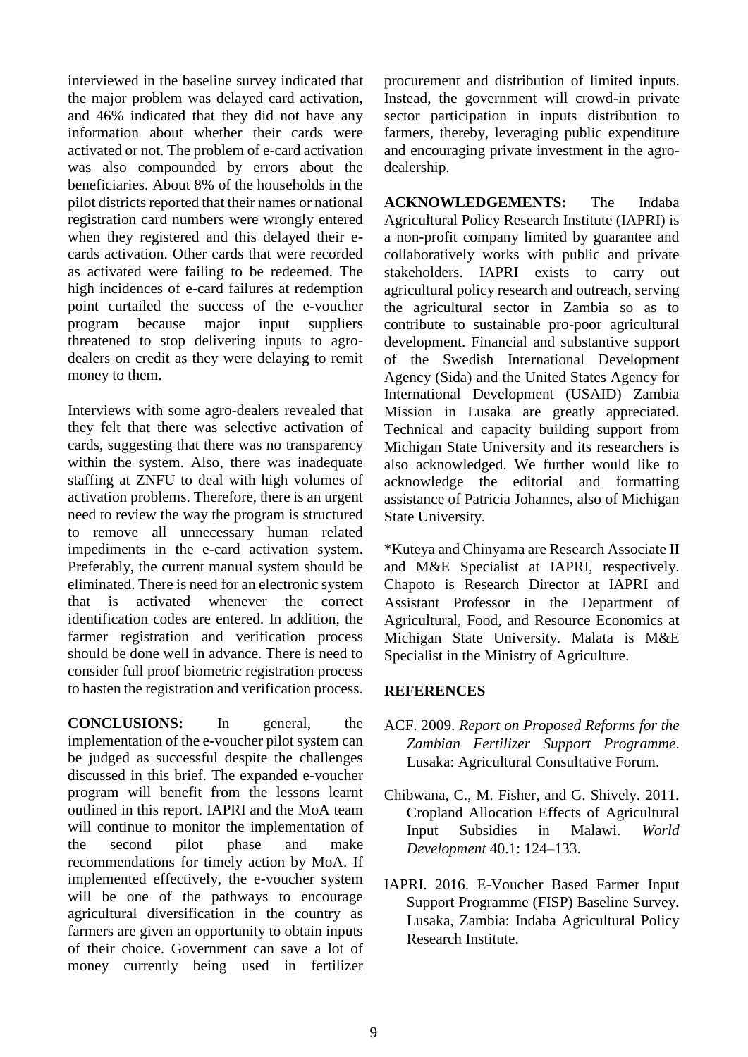interviewed in the baseline survey indicated that the major problem was delayed card activation, and 46% indicated that they did not have any information about whether their cards were activated or not. The problem of e-card activation was also compounded by errors about the beneficiaries. About 8% of the households in the pilot districts reported that their names or national registration card numbers were wrongly entered when they registered and this delayed their e-cards activation. Other cards that were recorded as activated were failing to be redeemed. The high incidences of e-card failures at redemption point curtailed the success of the e-voucher program because major input suppliers threatened to stop delivering inputs to agro-dealers on credit as they were delaying to remit money to them.

Interviews with some agro-dealers revealed that they felt that there was selective activation of cards, suggesting that there was no transparency within the system. Also, there was inadequate staffing at ZNFU to deal with high volumes of activation problems. Therefore, there is an urgent need to review the way the program is structured to remove all unnecessary human related impediments in the e-card activation system. Preferably, the current manual system should be eliminated. There is need for an electronic system that is activated whenever the correct identification codes are entered. In addition, the farmer registration and verification process should be done well in advance. There is need to consider full proof biometric registration process to hasten the registration and verification process.

**CONCLUSIONS:** In general, the implementation of the e-voucher pilot system can be judged as successful despite the challenges discussed in this brief. The expanded e-voucher program will benefit from the lessons learnt outlined in this report. IAPRI and the MoA team will continue to monitor the implementation of the second pilot phase and make recommendations for timely action by MoA. If implemented effectively, the e-voucher system will be one of the pathways to encourage agricultural diversification in the country as farmers are given an opportunity to obtain inputs of their choice. Government can save a lot of money currently being used in fertilizer procurement and distribution of limited inputs. Instead, the government will crowd-in private sector participation in inputs distribution to farmers, thereby, leveraging public expenditure and encouraging private investment in the agro-dealership.

**ACKNOWLEDGEMENTS:** The Indaba Agricultural Policy Research Institute (IAPRI) is a non-profit company limited by guarantee and collaboratively works with public and private stakeholders. IAPRI exists to carry out agricultural policy research and outreach, serving the agricultural sector in Zambia so as to contribute to sustainable pro-poor agricultural development. Financial and substantive support of the Swedish International Development Agency (Sida) and the United States Agency for International Development (USAID) Zambia Mission in Lusaka are greatly appreciated. Technical and capacity building support from Michigan State University and its researchers is also acknowledged. We further would like to acknowledge the editorial and formatting assistance of Patricia Johannes, also of Michigan State University.

*Kuteya and Chinyama are Research Associate II and M&E Specialist at IAPRI, respectively. Chapoto is Research Director at IAPRI and Assistant Professor in the Department of Agricultural, Food, and Resource Economics at Michigan State University. Malata is M&E Specialist in the Ministry of Agriculture.

## REFERENCES

ACF. 2009. *Report on Proposed Reforms for the Zambian Fertilizer Support Programme*. Lusaka: Agricultural Consultative Forum.

Chibwana, C., M. Fisher, and G. Shively. 2011. Cropland Allocation Effects of Agricultural Input Subsidies in Malawi. *World Development* 40.1: 124–133.

IAPRI. 2016. E-Voucher Based Farmer Input Support Programme (FISP) Baseline Survey. Lusaka, Zambia: Indaba Agricultural Policy Research Institute.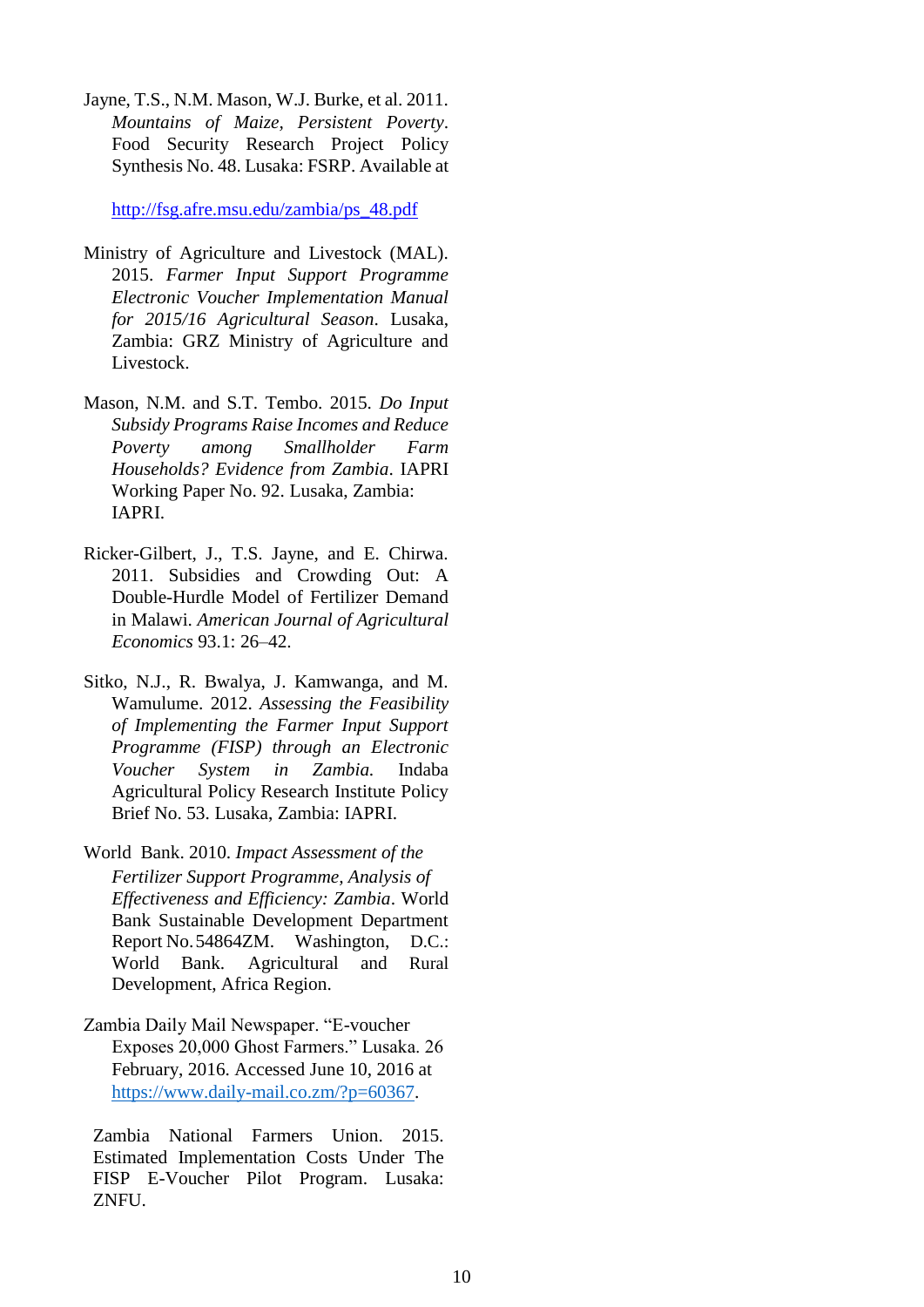Jayne, T.S., N.M. Mason, W.J. Burke, et al. 2011. *Mountains of Maize, Persistent Poverty*. Food Security Research Project Policy Synthesis No. 48. Lusaka: FSRP. Available at

http://fsg.afre.msu.edu/zambia/ps_48.pdf

Ministry of Agriculture and Livestock (MAL). 2015. *Farmer Input Support Programme Electronic Voucher Implementation Manual for 2015/16 Agricultural Season*. Lusaka, Zambia: GRZ Ministry of Agriculture and Livestock.

Mason, N.M. and S.T. Tembo. 2015. *Do Input Subsidy Programs Raise Incomes and Reduce Poverty among Smallholder Farm Households? Evidence from Zambia*. IAPRI Working Paper No. 92. Lusaka, Zambia: IAPRI.

Ricker-Gilbert, J., T.S. Jayne, and E. Chirwa. 2011. Subsidies and Crowding Out: A Double-Hurdle Model of Fertilizer Demand in Malawi. *American Journal of Agricultural Economics* 93.1: 26–42.

Sitko, N.J., R. Bwalya, J. Kamwanga, and M. Wamulume. 2012. *Assessing the Feasibility of Implementing the Farmer Input Support Programme (FISP) through an Electronic Voucher System in Zambia.* Indaba Agricultural Policy Research Institute Policy Brief No. 53. Lusaka, Zambia: IAPRI.

World Bank. 2010. *Impact Assessment of the Fertilizer Support Programme, Analysis of Effectiveness and Efficiency: Zambia*. World Bank Sustainable Development Department Report No. 54864ZM. Washington, D.C.: World Bank. Agricultural and Rural Development, Africa Region.

Zambia Daily Mail Newspaper. "E-voucher Exposes 20,000 Ghost Farmers." Lusaka. 26 February, 2016. Accessed June 10, 2016 at https://www.daily-mail.co.zm/?p=60367.

Zambia National Farmers Union. 2015. Estimated Implementation Costs Under The FISP E-Voucher Pilot Program. Lusaka: ZNFU.